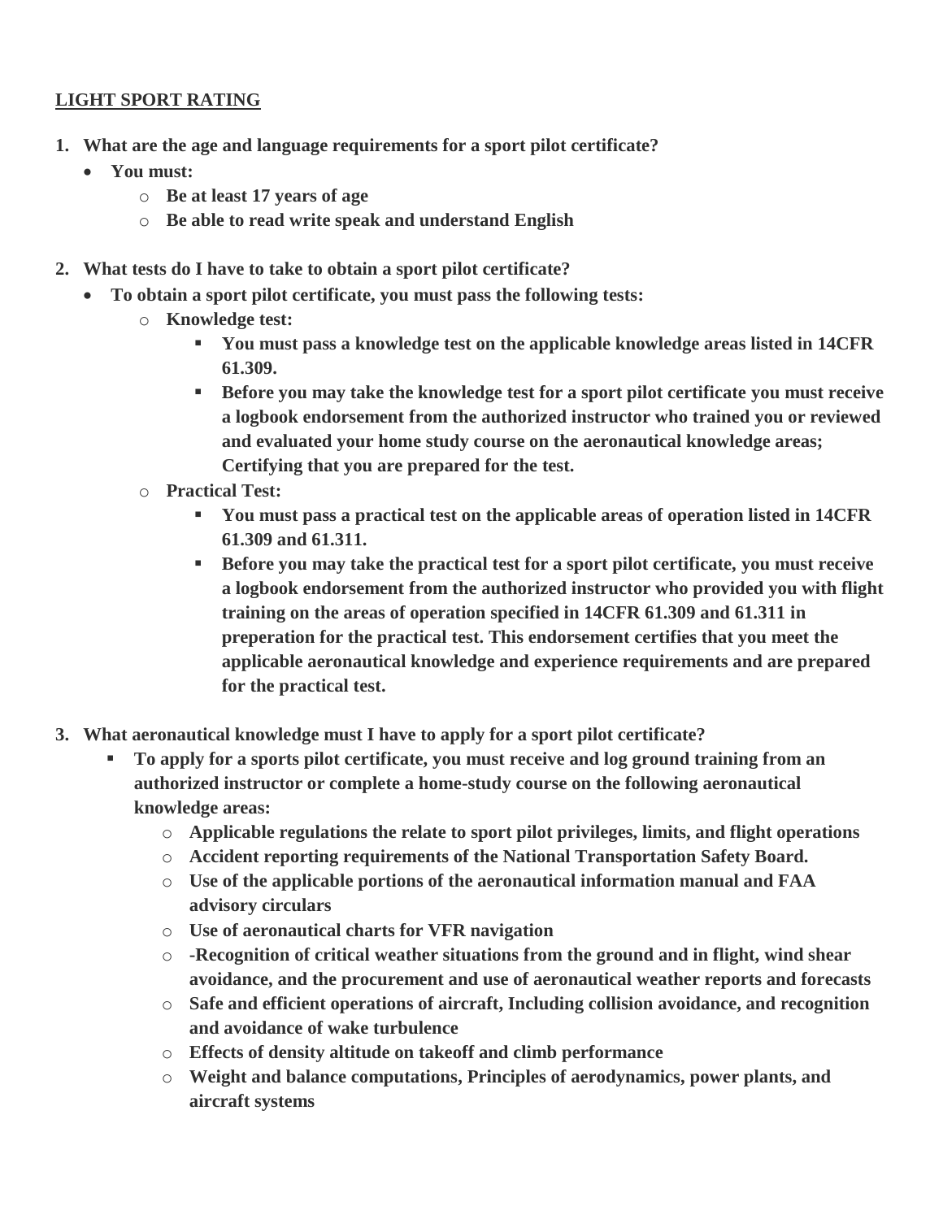**<u>LIGHT SPORT RATING</u>**

1. **What are the age and language requirements for a sport pilot certificate?**
   - **You must:**
     - **Be at least 17 years of age**
     - **Be able to read write speak and understand English**

2. **What tests do I have to take to obtain a sport pilot certificate?**
   - **To obtain a sport pilot certificate, you must pass the following tests:**
     - **Knowledge test:**
       - **You must pass a knowledge test on the applicable knowledge areas listed in 14CFR 61.309.**
       - **Before you may take the knowledge test for a sport pilot certificate you must receive a logbook endorsement from the authorized instructor who trained you or reviewed and evaluated your home study course on the aeronautical knowledge areas; Certifying that you are prepared for the test.**
     - **Practical Test:**
       - **You must pass a practical test on the applicable areas of operation listed in 14CFR 61.309 and 61.311.**
       - **Before you may take the practical test for a sport pilot certificate, you must receive a logbook endorsement from the authorized instructor who provided you with flight training on the areas of operation specified in 14CFR 61.309 and 61.311 in preperation for the practical test. This endorsement certifies that you meet the applicable aeronautical knowledge and experience requirements and are prepared for the practical test.**

3. **What aeronautical knowledge must I have to apply for a sport pilot certificate?**
   - **To apply for a sports pilot certificate, you must receive and log ground training from an authorized instructor or complete a home-study course on the following aeronautical knowledge areas:**
     - **Applicable regulations the relate to sport pilot privileges, limits, and flight operations**
     - **Accident reporting requirements of the National Transportation Safety Board.**
     - **Use of the applicable portions of the aeronautical information manual and FAA advisory circulars**
     - **Use of aeronautical charts for VFR navigation**
     - **-Recognition of critical weather situations from the ground and in flight, wind shear avoidance, and the procurement and use of aeronautical weather reports and forecasts**
     - **Safe and efficient operations of aircraft, Including collision avoidance, and recognition and avoidance of wake turbulence**
     - **Effects of density altitude on takeoff and climb performance**
     - **Weight and balance computations, Principles of aerodynamics, power plants, and aircraft systems**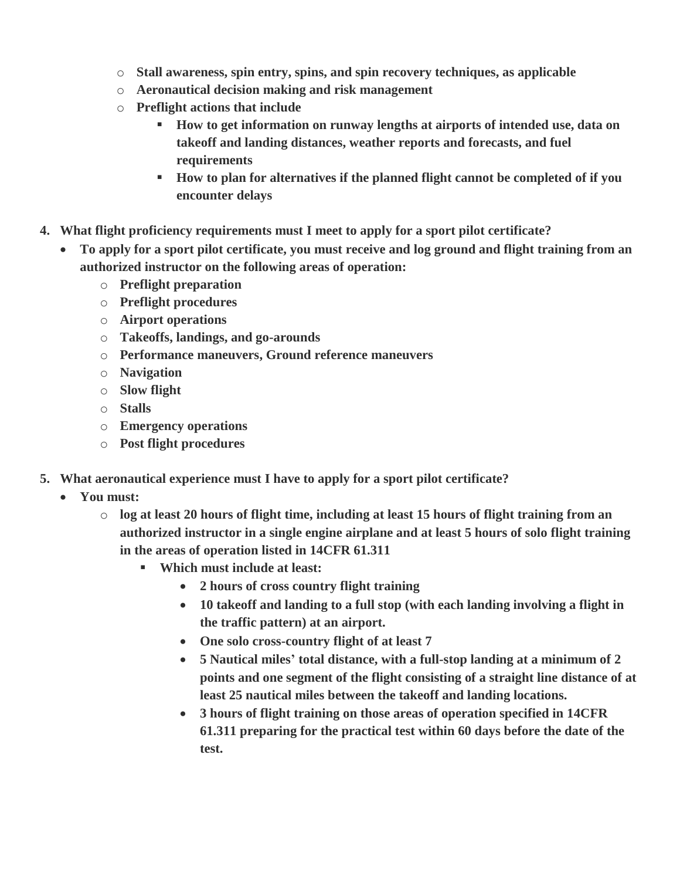- **Stall awareness, spin entry, spins, and spin recovery techniques, as applicable**
- **Aeronautical decision making and risk management**
- **Preflight actions that include**
  - **How to get information on runway lengths at airports of intended use, data on takeoff and landing distances, weather reports and forecasts, and fuel requirements**
  - **How to plan for alternatives if the planned flight cannot be completed of if you encounter delays**

4. **What flight proficiency requirements must I meet to apply for a sport pilot certificate?**
   - **To apply for a sport pilot certificate, you must receive and log ground and flight training from an authorized instructor on the following areas of operation:**
     - **Preflight preparation**
     - **Preflight procedures**
     - **Airport operations**
     - **Takeoffs, landings, and go-arounds**
     - **Performance maneuvers, Ground reference maneuvers**
     - **Navigation**
     - **Slow flight**
     - **Stalls**
     - **Emergency operations**
     - **Post flight procedures**

5. **What aeronautical experience must I have to apply for a sport pilot certificate?**
   - **You must:**
     - **log at least 20 hours of flight time, including at least 15 hours of flight training from an authorized instructor in a single engine airplane and at least 5 hours of solo flight training in the areas of operation listed in 14CFR 61.311**
       - **Which must include at least:**
         - **2 hours of cross country flight training**
         - **10 takeoff and landing to a full stop (with each landing involving a flight in the traffic pattern) at an airport.**
         - **One solo cross-country flight of at least 7**
         - **5 Nautical miles' total distance, with a full-stop landing at a minimum of 2 points and one segment of the flight consisting of a straight line distance of at least 25 nautical miles between the takeoff and landing locations.**
         - **3 hours of flight training on those areas of operation specified in 14CFR 61.311 preparing for the practical test within 60 days before the date of the test.**